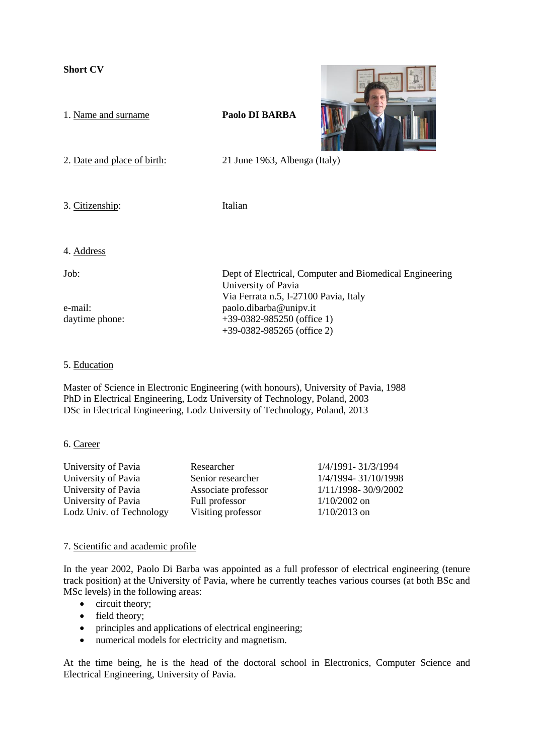**Short CV**

| | |
|---|---|
| 1. Name and surname | **Paolo DI BARBA** |
| 2. Date and place of birth: | 21 June 1963, Albenga (Italy) |
| 3. Citizenship: | Italian |

4. Address

| | |
|---|---|
| Job: | Dept of Electrical, Computer and Biomedical Engineering<br>University of Pavia<br>Via Ferrata n.5, I-27100 Pavia, Italy |
| e-mail: | paolo.dibarba@unipv.it |
| daytime phone: | +39-0382-985250 (office 1)<br>+39-0382-985265 (office 2) |

5. Education

Master of Science in Electronic Engineering (with honours), University of Pavia, 1988
PhD in Electrical Engineering, Lodz University of Technology, Poland, 2003
DSc in Electrical Engineering, Lodz University of Technology, Poland, 2013

6. Career

| | | |
|---|---|---|
| University of Pavia | Researcher | 1/4/1991- 31/3/1994 |
| University of Pavia | Senior researcher | 1/4/1994- 31/10/1998 |
| University of Pavia | Associate professor | 1/11/1998- 30/9/2002 |
| University of Pavia | Full professor | 1/10/2002 on |
| Lodz Univ. of Technology | Visiting professor | 1/10/2013 on |

7. Scientific and academic profile

In the year 2002, Paolo Di Barba was appointed as a full professor of electrical engineering (tenure track position) at the University of Pavia, where he currently teaches various courses (at both BSc and MSc levels) in the following areas:

- circuit theory;
- field theory;
- principles and applications of electrical engineering;
- numerical models for electricity and magnetism.

At the time being, he is the head of the doctoral school in Electronics, Computer Science and Electrical Engineering, University of Pavia.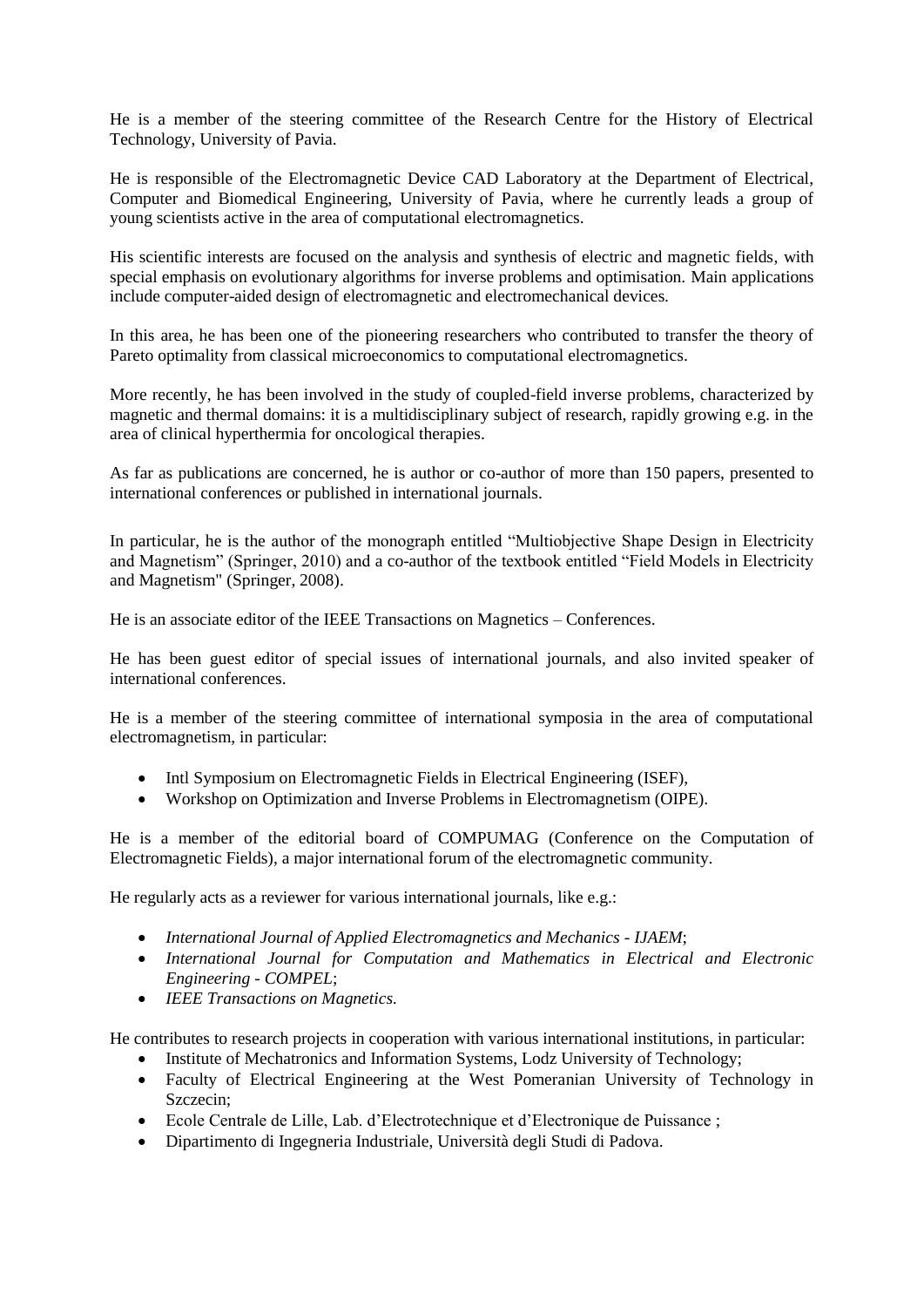He is a member of the steering committee of the Research Centre for the History of Electrical Technology, University of Pavia.

He is responsible of the Electromagnetic Device CAD Laboratory at the Department of Electrical, Computer and Biomedical Engineering, University of Pavia, where he currently leads a group of young scientists active in the area of computational electromagnetics.

His scientific interests are focused on the analysis and synthesis of electric and magnetic fields, with special emphasis on evolutionary algorithms for inverse problems and optimisation. Main applications include computer-aided design of electromagnetic and electromechanical devices.

In this area, he has been one of the pioneering researchers who contributed to transfer the theory of Pareto optimality from classical microeconomics to computational electromagnetics.

More recently, he has been involved in the study of coupled-field inverse problems, characterized by magnetic and thermal domains: it is a multidisciplinary subject of research, rapidly growing e.g. in the area of clinical hyperthermia for oncological therapies.

As far as publications are concerned, he is author or co-author of more than 150 papers, presented to international conferences or published in international journals.

In particular, he is the author of the monograph entitled "Multiobjective Shape Design in Electricity and Magnetism" (Springer, 2010) and a co-author of the textbook entitled "Field Models in Electricity and Magnetism" (Springer, 2008).

He is an associate editor of the IEEE Transactions on Magnetics – Conferences.

He has been guest editor of special issues of international journals, and also invited speaker of international conferences.

He is a member of the steering committee of international symposia in the area of computational electromagnetism, in particular:

- Intl Symposium on Electromagnetic Fields in Electrical Engineering (ISEF),
- Workshop on Optimization and Inverse Problems in Electromagnetism (OIPE).

He is a member of the editorial board of COMPUMAG (Conference on the Computation of Electromagnetic Fields), a major international forum of the electromagnetic community.

He regularly acts as a reviewer for various international journals, like e.g.:

- *International Journal of Applied Electromagnetics and Mechanics - IJAEM*;
- *International Journal for Computation and Mathematics in Electrical and Electronic Engineering - COMPEL*;
- *IEEE Transactions on Magnetics.*

He contributes to research projects in cooperation with various international institutions, in particular:

- Institute of Mechatronics and Information Systems, Lodz University of Technology;
- Faculty of Electrical Engineering at the West Pomeranian University of Technology in Szczecin;
- Ecole Centrale de Lille, Lab. d'Electrotechnique et d'Electronique de Puissance ;
- Dipartimento di Ingegneria Industriale, Università degli Studi di Padova.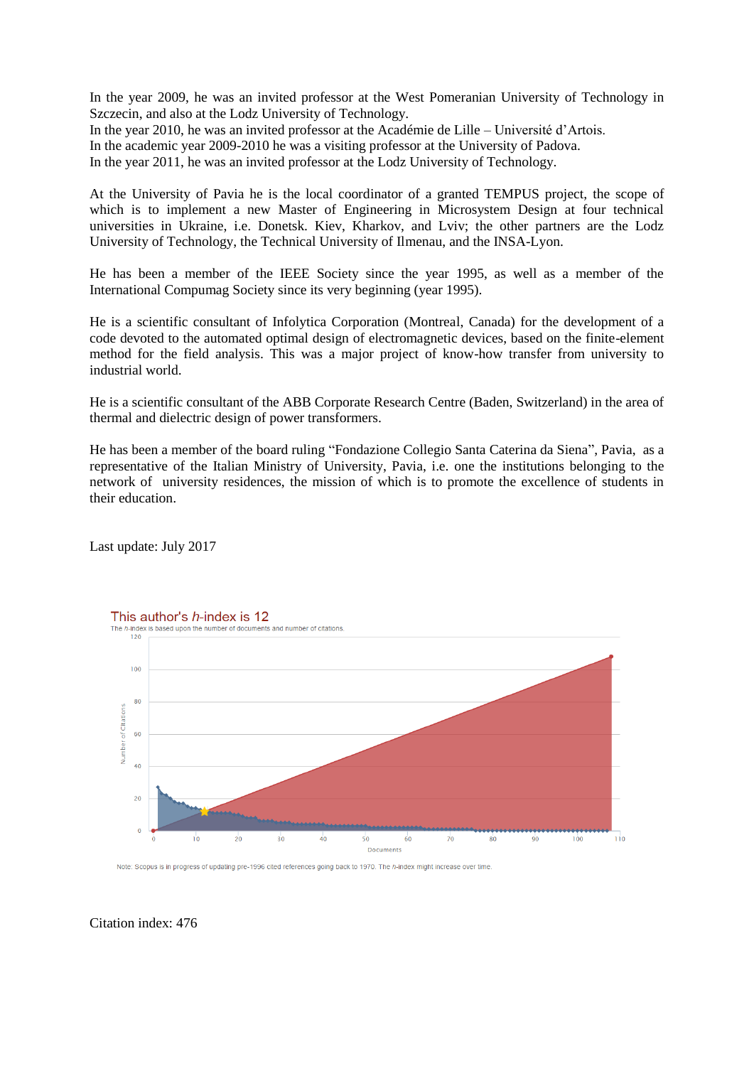In the year 2009, he was an invited professor at the West Pomeranian University of Technology in Szczecin, and also at the Lodz University of Technology.
In the year 2010, he was an invited professor at the Académie de Lille – Université d'Artois.
In the academic year 2009-2010 he was a visiting professor at the University of Padova.
In the year 2011, he was an invited professor at the Lodz University of Technology.

At the University of Pavia he is the local coordinator of a granted TEMPUS project, the scope of which is to implement a new Master of Engineering in Microsystem Design at four technical universities in Ukraine, i.e. Donetsk. Kiev, Kharkov, and Lviv; the other partners are the Lodz University of Technology, the Technical University of Ilmenau, and the INSA-Lyon.

He has been a member of the IEEE Society since the year 1995, as well as a member of the International Compumag Society since its very beginning (year 1995).

He is a scientific consultant of Infolytica Corporation (Montreal, Canada) for the development of a code devoted to the automated optimal design of electromagnetic devices, based on the finite-element method for the field analysis. This was a major project of know-how transfer from university to industrial world.

He is a scientific consultant of the ABB Corporate Research Centre (Baden, Switzerland) in the area of thermal and dielectric design of power transformers.

He has been a member of the board ruling "Fondazione Collegio Santa Caterina da Siena", Pavia, as a representative of the Italian Ministry of University, Pavia, i.e. one the institutions belonging to the network of university residences, the mission of which is to promote the excellence of students in their education.

Last update: July 2017

This author's *h*-index is 12

The *h*-index is based upon the number of documents and number of citations.

Note: Scopus is in progress of updating pre-1996 cited references going back to 1970. The *h*-index might increase over time.

Citation index: 476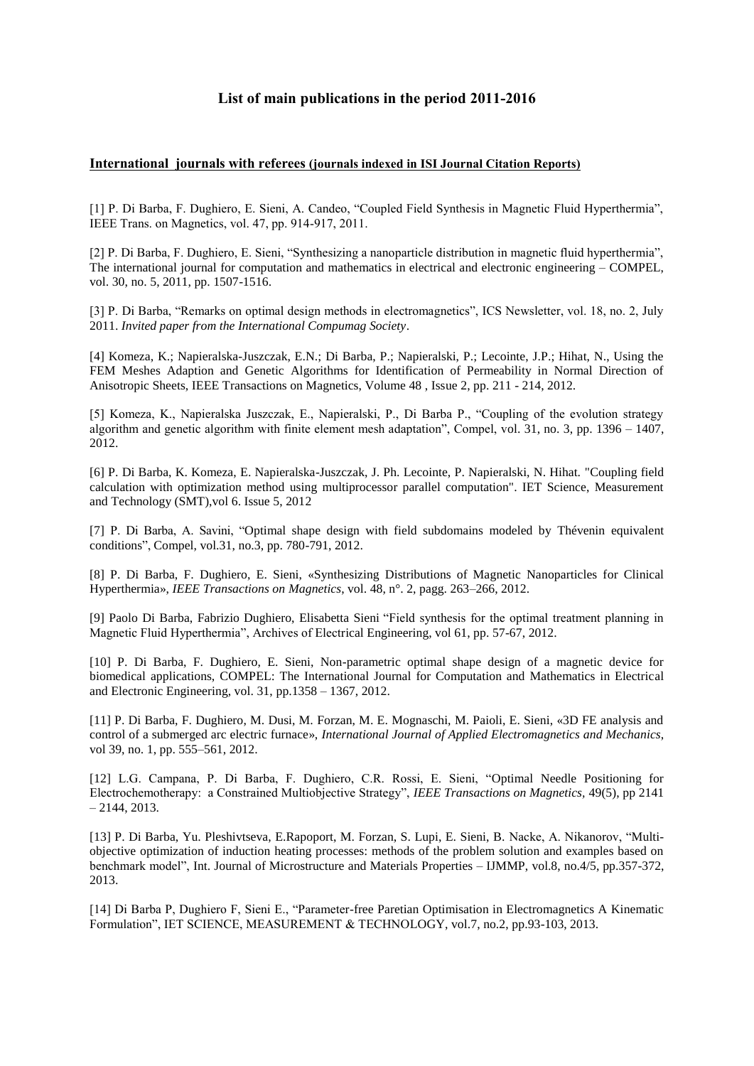## List of main publications in the period 2011-2016

### International journals with referees (journals indexed in ISI Journal Citation Reports)

[1] P. Di Barba, F. Dughiero, E. Sieni, A. Candeo, "Coupled Field Synthesis in Magnetic Fluid Hyperthermia", IEEE Trans. on Magnetics, vol. 47, pp. 914-917, 2011.

[2] P. Di Barba, F. Dughiero, E. Sieni, "Synthesizing a nanoparticle distribution in magnetic fluid hyperthermia", The international journal for computation and mathematics in electrical and electronic engineering – COMPEL, vol. 30, no. 5, 2011, pp. 1507-1516.

[3] P. Di Barba, "Remarks on optimal design methods in electromagnetics", ICS Newsletter, vol. 18, no. 2, July 2011. *Invited paper from the International Compumag Society*.

[4] Komeza, K.; Napieralska-Juszczak, E.N.; Di Barba, P.; Napieralski, P.; Lecointe, J.P.; Hihat, N., Using the FEM Meshes Adaption and Genetic Algorithms for Identification of Permeability in Normal Direction of Anisotropic Sheets, IEEE Transactions on Magnetics, Volume 48 , Issue 2, pp. 211 - 214, 2012.

[5] Komeza, K., Napieralska Juszczak, E., Napieralski, P., Di Barba P., "Coupling of the evolution strategy algorithm and genetic algorithm with finite element mesh adaptation", Compel, vol. 31, no. 3, pp. 1396 – 1407, 2012.

[6] P. Di Barba, K. Komeza, E. Napieralska-Juszczak, J. Ph. Lecointe, P. Napieralski, N. Hihat. "Coupling field calculation with optimization method using multiprocessor parallel computation". IET Science, Measurement and Technology (SMT),vol 6. Issue 5, 2012

[7] P. Di Barba, A. Savini, "Optimal shape design with field subdomains modeled by Thévenin equivalent conditions", Compel, vol.31, no.3, pp. 780-791, 2012.

[8] P. Di Barba, F. Dughiero, E. Sieni, «Synthesizing Distributions of Magnetic Nanoparticles for Clinical Hyperthermia», *IEEE Transactions on Magnetics*, vol. 48, n°. 2, pagg. 263–266, 2012.

[9] Paolo Di Barba, Fabrizio Dughiero, Elisabetta Sieni "Field synthesis for the optimal treatment planning in Magnetic Fluid Hyperthermia", Archives of Electrical Engineering, vol 61, pp. 57-67, 2012.

[10] P. Di Barba, F. Dughiero, E. Sieni, Non-parametric optimal shape design of a magnetic device for biomedical applications, COMPEL: The International Journal for Computation and Mathematics in Electrical and Electronic Engineering, vol. 31, pp.1358 – 1367, 2012.

[11] P. Di Barba, F. Dughiero, M. Dusi, M. Forzan, M. E. Mognaschi, M. Paioli, E. Sieni, «3D FE analysis and control of a submerged arc electric furnace», *International Journal of Applied Electromagnetics and Mechanics*, vol 39, no. 1, pp. 555–561, 2012.

[12] L.G. Campana, P. Di Barba, F. Dughiero, C.R. Rossi, E. Sieni, "Optimal Needle Positioning for Electrochemotherapy: a Constrained Multiobjective Strategy", *IEEE Transactions on Magnetics*, 49(5), pp 2141 – 2144, 2013.

[13] P. Di Barba, Yu. Pleshivtseva, E.Rapoport, M. Forzan, S. Lupi, E. Sieni, B. Nacke, A. Nikanorov, "Multi-objective optimization of induction heating processes: methods of the problem solution and examples based on benchmark model", Int. Journal of Microstructure and Materials Properties – IJMMP, vol.8, no.4/5, pp.357-372, 2013.

[14] Di Barba P, Dughiero F, Sieni E., "Parameter-free Paretian Optimisation in Electromagnetics A Kinematic Formulation", IET SCIENCE, MEASUREMENT & TECHNOLOGY, vol.7, no.2, pp.93-103, 2013.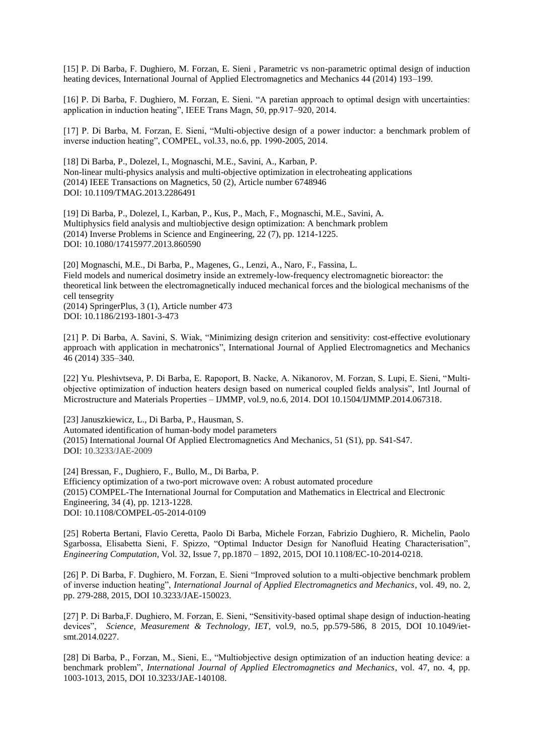[15] P. Di Barba, F. Dughiero, M. Forzan, E. Sieni , Parametric vs non-parametric optimal design of induction heating devices, International Journal of Applied Electromagnetics and Mechanics 44 (2014) 193–199.

[16] P. Di Barba, F. Dughiero, M. Forzan, E. Sieni. "A paretian approach to optimal design with uncertainties: application in induction heating", IEEE Trans Magn, 50, pp.917–920, 2014.

[17] P. Di Barba, M. Forzan, E. Sieni, "Multi-objective design of a power inductor: a benchmark problem of inverse induction heating", COMPEL, vol.33, no.6, pp. 1990-2005, 2014.

[18] Di Barba, P., Dolezel, I., Mognaschi, M.E., Savini, A., Karban, P.
Non-linear multi-physics analysis and multi-objective optimization in electroheating applications
(2014) IEEE Transactions on Magnetics, 50 (2), Article number 6748946
DOI: 10.1109/TMAG.2013.2286491

[19] Di Barba, P., Dolezel, I., Karban, P., Kus, P., Mach, F., Mognaschi, M.E., Savini, A.
Multiphysics field analysis and multiobjective design optimization: A benchmark problem
(2014) Inverse Problems in Science and Engineering, 22 (7), pp. 1214-1225.
DOI: 10.1080/17415977.2013.860590

[20] Mognaschi, M.E., Di Barba, P., Magenes, G., Lenzi, A., Naro, F., Fassina, L.
Field models and numerical dosimetry inside an extremely-low-frequency electromagnetic bioreactor: the theoretical link between the electromagnetically induced mechanical forces and the biological mechanisms of the cell tensegrity
(2014) SpringerPlus, 3 (1), Article number 473
DOI: 10.1186/2193-1801-3-473

[21] P. Di Barba, A. Savini, S. Wiak, "Minimizing design criterion and sensitivity: cost-effective evolutionary approach with application in mechatronics", International Journal of Applied Electromagnetics and Mechanics 46 (2014) 335–340.

[22] Yu. Pleshivtseva, P. Di Barba, E. Rapoport, B. Nacke, A. Nikanorov, M. Forzan, S. Lupi, E. Sieni, "Multi-objective optimization of induction heaters design based on numerical coupled fields analysis", Intl Journal of Microstructure and Materials Properties – IJMMP, vol.9, no.6, 2014. DOI 10.1504/IJMMP.2014.067318.

[23] Januszkiewicz, L., Di Barba, P., Hausman, S.
Automated identification of human-body model parameters
(2015) International Journal Of Applied Electromagnetics And Mechanics, 51 (S1), pp. S41-S47.
DOI: 10.3233/JAE-2009

[24] Bressan, F., Dughiero, F., Bullo, M., Di Barba, P.
Efficiency optimization of a two-port microwave oven: A robust automated procedure
(2015) COMPEL-The International Journal for Computation and Mathematics in Electrical and Electronic Engineering, 34 (4), pp. 1213-1228.
DOI: 10.1108/COMPEL-05-2014-0109

[25] Roberta Bertani, Flavio Ceretta, Paolo Di Barba, Michele Forzan, Fabrizio Dughiero, R. Michelin, Paolo Sgarbossa, Elisabetta Sieni, F. Spizzo, "Optimal Inductor Design for Nanofluid Heating Characterisation", *Engineering Computation*, Vol. 32, Issue 7, pp.1870 – 1892, 2015, DOI 10.1108/EC-10-2014-0218.

[26] P. Di Barba, F. Dughiero, M. Forzan, E. Sieni "Improved solution to a multi-objective benchmark problem of inverse induction heating", *International Journal of Applied Electromagnetics and Mechanics*, vol. 49, no. 2, pp. 279-288, 2015, DOI 10.3233/JAE-150023.

[27] P. Di Barba,F. Dughiero, M. Forzan, E. Sieni, "Sensitivity-based optimal shape design of induction-heating devices", *Science, Measurement & Technology, IET*, vol.9, no.5, pp.579-586, 8 2015, DOI 10.1049/iet-smt.2014.0227.

[28] Di Barba, P., Forzan, M., Sieni, E., "Multiobjective design optimization of an induction heating device: a benchmark problem", *International Journal of Applied Electromagnetics and Mechanics*, vol. 47, no. 4, pp. 1003-1013, 2015, DOI 10.3233/JAE-140108.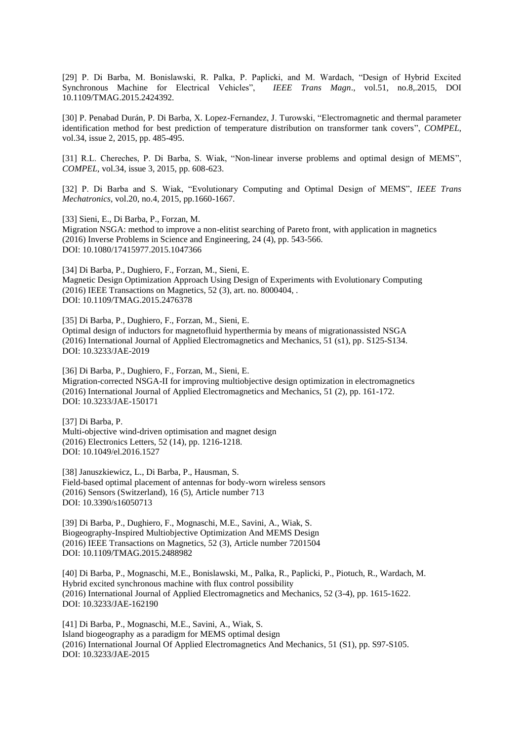[29] P. Di Barba, M. Bonislawski, R. Palka, P. Paplicki, and M. Wardach, “Design of Hybrid Excited Synchronous Machine for Electrical Vehicles”, *IEEE Trans Magn*., vol.51, no.8,.2015, DOI 10.1109/TMAG.2015.2424392.

[30] P. Penabad Durán, P. Di Barba, X. Lopez-Fernandez, J. Turowski, “Electromagnetic and thermal parameter identification method for best prediction of temperature distribution on transformer tank covers”, *COMPEL*, vol.34, issue 2, 2015, pp. 485-495.

[31] R.L. Chereches, P. Di Barba, S. Wiak, “Non-linear inverse problems and optimal design of MEMS”, *COMPEL*, vol.34, issue 3, 2015, pp. 608-623.

[32] P. Di Barba and S. Wiak, “Evolutionary Computing and Optimal Design of MEMS”, *IEEE Trans Mechatronics*, vol.20, no.4, 2015, pp.1660-1667.

[33] Sieni, E., Di Barba, P., Forzan, M.
Migration NSGA: method to improve a non-elitist searching of Pareto front, with application in magnetics
(2016) Inverse Problems in Science and Engineering, 24 (4), pp. 543-566.
DOI: 10.1080/17415977.2015.1047366

[34] Di Barba, P., Dughiero, F., Forzan, M., Sieni, E.
Magnetic Design Optimization Approach Using Design of Experiments with Evolutionary Computing
(2016) IEEE Transactions on Magnetics, 52 (3), art. no. 8000404, .
DOI: 10.1109/TMAG.2015.2476378

[35] Di Barba, P., Dughiero, F., Forzan, M., Sieni, E.
Optimal design of inductors for magnetofluid hyperthermia by means of migrationassisted NSGA
(2016) International Journal of Applied Electromagnetics and Mechanics, 51 (s1), pp. S125-S134.
DOI: 10.3233/JAE-2019

[36] Di Barba, P., Dughiero, F., Forzan, M., Sieni, E.
Migration-corrected NSGA-II for improving multiobjective design optimization in electromagnetics
(2016) International Journal of Applied Electromagnetics and Mechanics, 51 (2), pp. 161-172.
DOI: 10.3233/JAE-150171

[37] Di Barba, P.
Multi-objective wind-driven optimisation and magnet design
(2016) Electronics Letters, 52 (14), pp. 1216-1218.
DOI: 10.1049/el.2016.1527

[38] Januszkiewicz, L., Di Barba, P., Hausman, S.
Field-based optimal placement of antennas for body-worn wireless sensors
(2016) Sensors (Switzerland), 16 (5), Article number 713
DOI: 10.3390/s16050713

[39] Di Barba, P., Dughiero, F., Mognaschi, M.E., Savini, A., Wiak, S.
Biogeography-Inspired Multiobjective Optimization And MEMS Design
(2016) IEEE Transactions on Magnetics, 52 (3), Article number 7201504
DOI: 10.1109/TMAG.2015.2488982

[40] Di Barba, P., Mognaschi, M.E., Bonislawski, M., Palka, R., Paplicki, P., Piotuch, R., Wardach, M.
Hybrid excited synchronous machine with flux control possibility
(2016) International Journal of Applied Electromagnetics and Mechanics, 52 (3-4), pp. 1615-1622.
DOI: 10.3233/JAE-162190

[41] Di Barba, P., Mognaschi, M.E., Savini, A., Wiak, S.
Island biogeography as a paradigm for MEMS optimal design
(2016) International Journal Of Applied Electromagnetics And Mechanics, 51 (S1), pp. S97-S105.
DOI: 10.3233/JAE-2015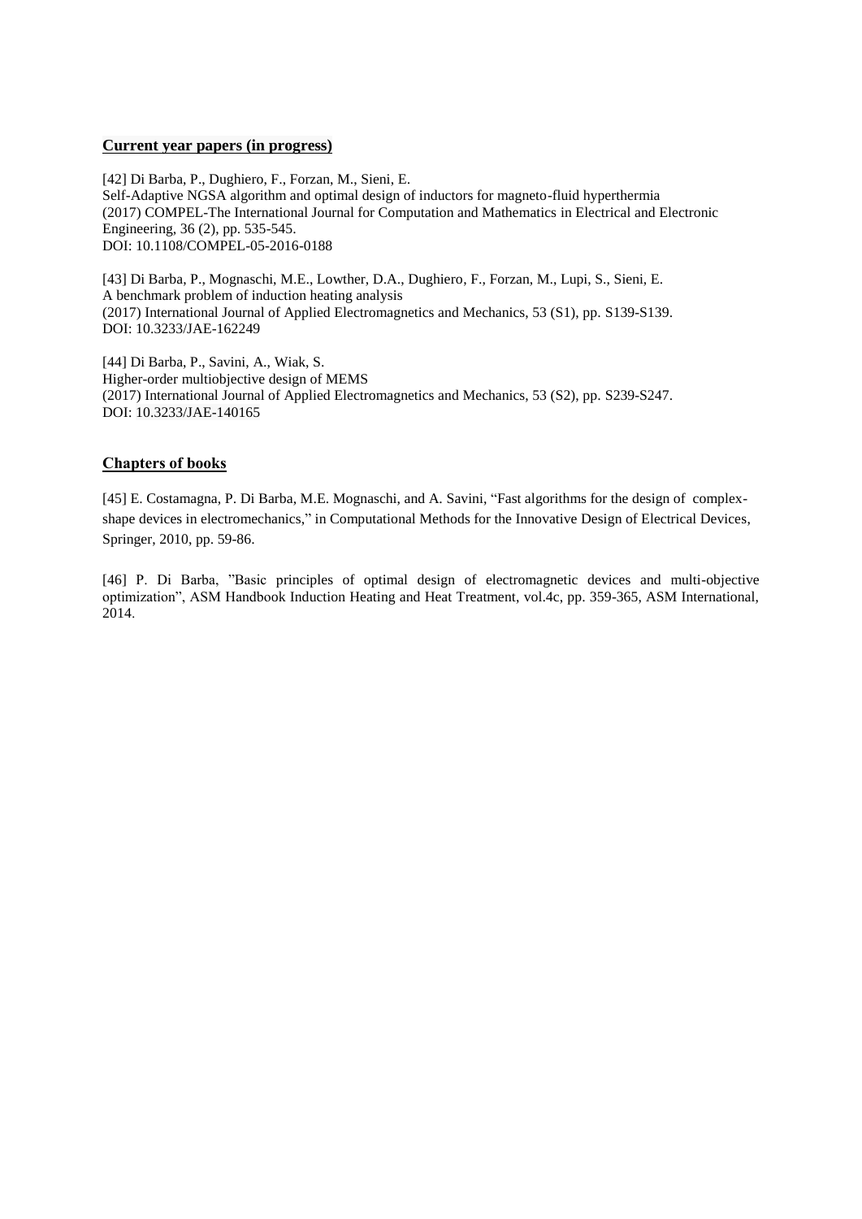## Current year papers (in progress)

[42] Di Barba, P., Dughiero, F., Forzan, M., Sieni, E.
Self-Adaptive NGSA algorithm and optimal design of inductors for magneto-fluid hyperthermia
(2017) COMPEL-The International Journal for Computation and Mathematics in Electrical and Electronic Engineering, 36 (2), pp. 535-545.
DOI: 10.1108/COMPEL-05-2016-0188

[43] Di Barba, P., Mognaschi, M.E., Lowther, D.A., Dughiero, F., Forzan, M., Lupi, S., Sieni, E.
A benchmark problem of induction heating analysis
(2017) International Journal of Applied Electromagnetics and Mechanics, 53 (S1), pp. S139-S139.
DOI: 10.3233/JAE-162249

[44] Di Barba, P., Savini, A., Wiak, S.
Higher-order multiobjective design of MEMS
(2017) International Journal of Applied Electromagnetics and Mechanics, 53 (S2), pp. S239-S247.
DOI: 10.3233/JAE-140165

## Chapters of books

[45] E. Costamagna, P. Di Barba, M.E. Mognaschi, and A. Savini, "Fast algorithms for the design of complex-shape devices in electromechanics," in Computational Methods for the Innovative Design of Electrical Devices, Springer, 2010, pp. 59-86.

[46] P. Di Barba, "Basic principles of optimal design of electromagnetic devices and multi-objective optimization", ASM Handbook Induction Heating and Heat Treatment, vol.4c, pp. 359-365, ASM International, 2014.